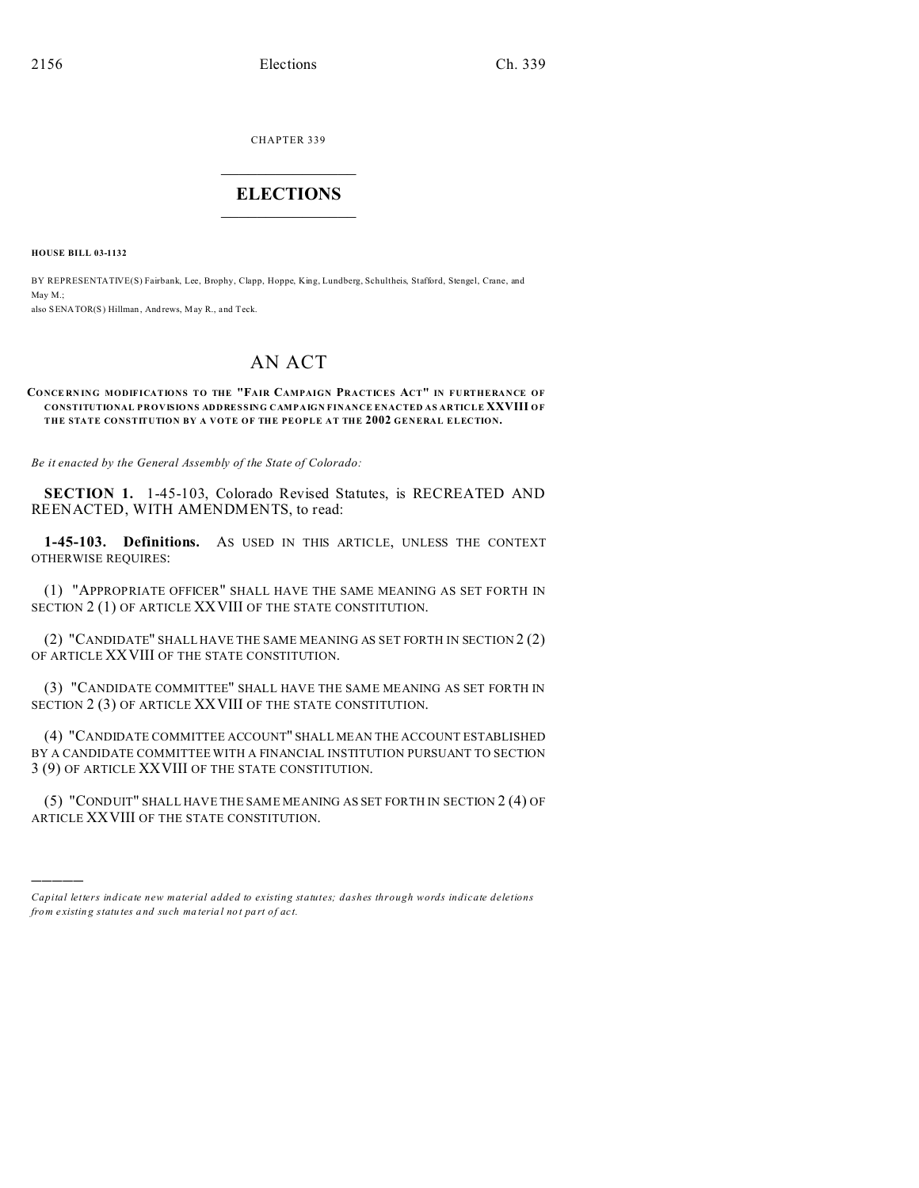CHAPTER 339

# ELECTIONS

**HOUSE BILL 03-1132**

BY REPRESENTATIVE(S) Fairbank, Lee, Brophy, Clapp, Hoppe, King, Lundberg, Schultheis, Stafford, Stengel, Crane, and May M.;
also SENATOR(S) Hillman, Andrews, May R., and Teck.

# AN ACT

**CONCERNING MODIFICATIONS TO THE "FAIR CAMPAIGN PRACTICES ACT" IN FURTHERANCE OF CONSTITUTIONAL PROVISIONS ADDRESSING CAMPAIGN FINANCE ENACTED AS ARTICLE XXVIII OF THE STATE CONSTITUTION BY A VOTE OF THE PEOPLE AT THE 2002 GENERAL ELECTION.**

*Be it enacted by the General Assembly of the State of Colorado:*

**SECTION 1.** 1-45-103, Colorado Revised Statutes, is RECREATED AND REENACTED, WITH AMENDMENTS, to read:

**1-45-103. Definitions.** AS USED IN THIS ARTICLE, UNLESS THE CONTEXT OTHERWISE REQUIRES:

(1) "APPROPRIATE OFFICER" SHALL HAVE THE SAME MEANING AS SET FORTH IN SECTION 2 (1) OF ARTICLE XXVIII OF THE STATE CONSTITUTION.

(2) "CANDIDATE" SHALL HAVE THE SAME MEANING AS SET FORTH IN SECTION 2 (2) OF ARTICLE XXVIII OF THE STATE CONSTITUTION.

(3) "CANDIDATE COMMITTEE" SHALL HAVE THE SAME MEANING AS SET FORTH IN SECTION 2 (3) OF ARTICLE XXVIII OF THE STATE CONSTITUTION.

(4) "CANDIDATE COMMITTEE ACCOUNT" SHALL MEAN THE ACCOUNT ESTABLISHED BY A CANDIDATE COMMITTEE WITH A FINANCIAL INSTITUTION PURSUANT TO SECTION 3 (9) OF ARTICLE XXVIII OF THE STATE CONSTITUTION.

(5) "CONDUIT" SHALL HAVE THE SAME MEANING AS SET FORTH IN SECTION 2 (4) OF ARTICLE XXVIII OF THE STATE CONSTITUTION.

*Capital letters indicate new material added to existing statutes; dashes through words indicate deletions from existing statutes and such material not part of act.*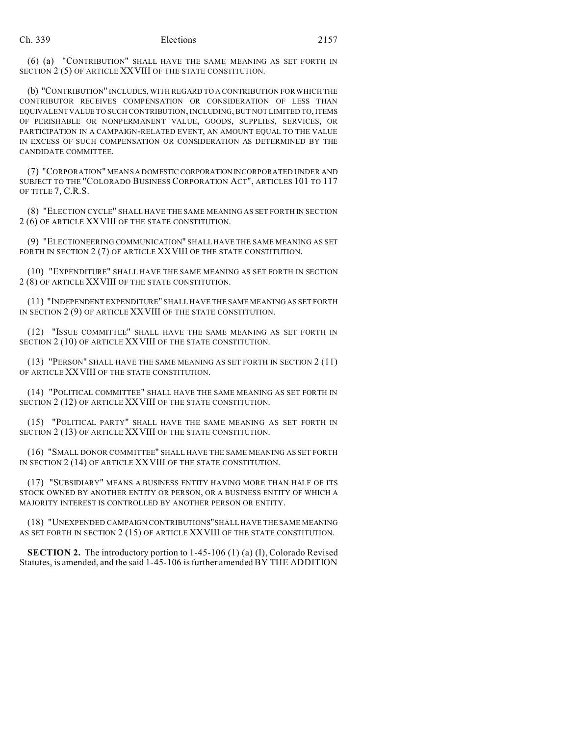(6) (a) "CONTRIBUTION" SHALL HAVE THE SAME MEANING AS SET FORTH IN SECTION 2 (5) OF ARTICLE XXVIII OF THE STATE CONSTITUTION.

(b) "CONTRIBUTION" INCLUDES, WITH REGARD TO A CONTRIBUTION FOR WHICH THE CONTRIBUTOR RECEIVES COMPENSATION OR CONSIDERATION OF LESS THAN EQUIVALENT VALUE TO SUCH CONTRIBUTION, INCLUDING, BUT NOT LIMITED TO, ITEMS OF PERISHABLE OR NONPERMANENT VALUE, GOODS, SUPPLIES, SERVICES, OR PARTICIPATION IN A CAMPAIGN-RELATED EVENT, AN AMOUNT EQUAL TO THE VALUE IN EXCESS OF SUCH COMPENSATION OR CONSIDERATION AS DETERMINED BY THE CANDIDATE COMMITTEE.

(7) "CORPORATION" MEANS A DOMESTIC CORPORATION INCORPORATED UNDER AND SUBJECT TO THE "COLORADO BUSINESS CORPORATION ACT", ARTICLES 101 TO 117 OF TITLE 7, C.R.S.

(8) "ELECTION CYCLE" SHALL HAVE THE SAME MEANING AS SET FORTH IN SECTION 2 (6) OF ARTICLE XXVIII OF THE STATE CONSTITUTION.

(9) "ELECTIONEERING COMMUNICATION" SHALL HAVE THE SAME MEANING AS SET FORTH IN SECTION 2 (7) OF ARTICLE XXVIII OF THE STATE CONSTITUTION.

(10) "EXPENDITURE" SHALL HAVE THE SAME MEANING AS SET FORTH IN SECTION 2 (8) OF ARTICLE XXVIII OF THE STATE CONSTITUTION.

(11) "INDEPENDENT EXPENDITURE" SHALL HAVE THE SAME MEANING AS SET FORTH IN SECTION 2 (9) OF ARTICLE XXVIII OF THE STATE CONSTITUTION.

(12) "ISSUE COMMITTEE" SHALL HAVE THE SAME MEANING AS SET FORTH IN SECTION 2 (10) OF ARTICLE XXVIII OF THE STATE CONSTITUTION.

(13) "PERSON" SHALL HAVE THE SAME MEANING AS SET FORTH IN SECTION 2 (11) OF ARTICLE XXVIII OF THE STATE CONSTITUTION.

(14) "POLITICAL COMMITTEE" SHALL HAVE THE SAME MEANING AS SET FORTH IN SECTION 2 (12) OF ARTICLE XXVIII OF THE STATE CONSTITUTION.

(15) "POLITICAL PARTY" SHALL HAVE THE SAME MEANING AS SET FORTH IN SECTION 2 (13) OF ARTICLE XXVIII OF THE STATE CONSTITUTION.

(16) "SMALL DONOR COMMITTEE" SHALL HAVE THE SAME MEANING AS SET FORTH IN SECTION 2 (14) OF ARTICLE XXVIII OF THE STATE CONSTITUTION.

(17) "SUBSIDIARY" MEANS A BUSINESS ENTITY HAVING MORE THAN HALF OF ITS STOCK OWNED BY ANOTHER ENTITY OR PERSON, OR A BUSINESS ENTITY OF WHICH A MAJORITY INTEREST IS CONTROLLED BY ANOTHER PERSON OR ENTITY.

(18) "UNEXPENDED CAMPAIGN CONTRIBUTIONS" SHALL HAVE THE SAME MEANING AS SET FORTH IN SECTION 2 (15) OF ARTICLE XXVIII OF THE STATE CONSTITUTION.

**SECTION 2.** The introductory portion to 1-45-106 (1) (a) (I), Colorado Revised Statutes, is amended, and the said 1-45-106 is further amended BY THE ADDITION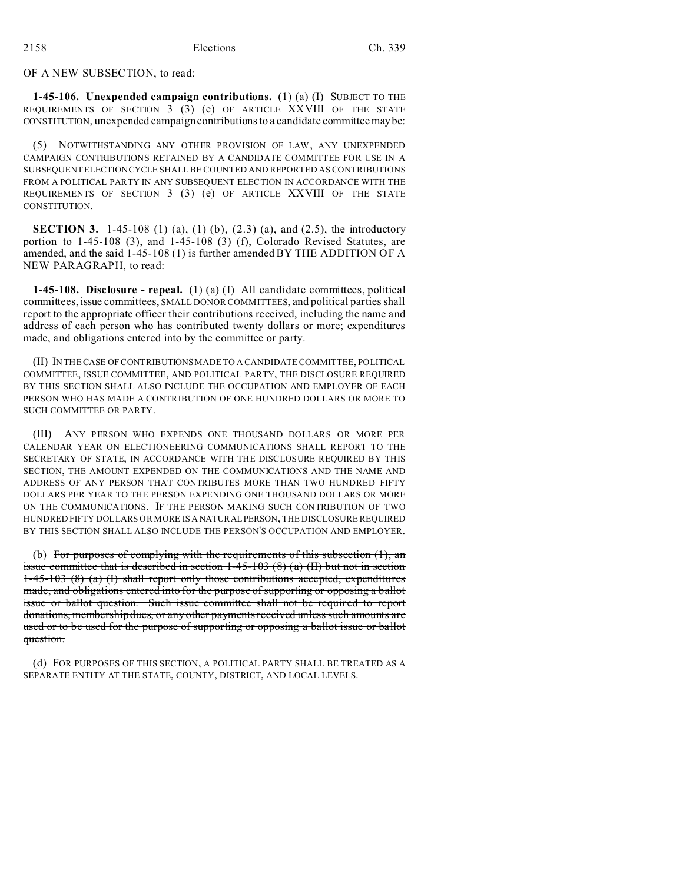OF A NEW SUBSECTION, to read:

**1-45-106. Unexpended campaign contributions.** (1) (a) (I) SUBJECT TO THE REQUIREMENTS OF SECTION 3 (3) (e) OF ARTICLE XXVIII OF THE STATE CONSTITUTION, unexpended campaign contributions to a candidate committee may be:

(5) NOTWITHSTANDING ANY OTHER PROVISION OF LAW, ANY UNEXPENDED CAMPAIGN CONTRIBUTIONS RETAINED BY A CANDIDATE COMMITTEE FOR USE IN A SUBSEQUENT ELECTION CYCLE SHALL BE COUNTED AND REPORTED AS CONTRIBUTIONS FROM A POLITICAL PARTY IN ANY SUBSEQUENT ELECTION IN ACCORDANCE WITH THE REQUIREMENTS OF SECTION 3 (3) (e) OF ARTICLE XXVIII OF THE STATE CONSTITUTION.

**SECTION 3.** 1-45-108 (1) (a), (1) (b), (2.3) (a), and (2.5), the introductory portion to 1-45-108 (3), and 1-45-108 (3) (f), Colorado Revised Statutes, are amended, and the said 1-45-108 (1) is further amended BY THE ADDITION OF A NEW PARAGRAPH, to read:

**1-45-108. Disclosure - repeal.** (1) (a) (I) All candidate committees, political committees, issue committees, SMALL DONOR COMMITTEES, and political parties shall report to the appropriate officer their contributions received, including the name and address of each person who has contributed twenty dollars or more; expenditures made, and obligations entered into by the committee or party.

(II) IN THE CASE OF CONTRIBUTIONS MADE TO A CANDIDATE COMMITTEE, POLITICAL COMMITTEE, ISSUE COMMITTEE, AND POLITICAL PARTY, THE DISCLOSURE REQUIRED BY THIS SECTION SHALL ALSO INCLUDE THE OCCUPATION AND EMPLOYER OF EACH PERSON WHO HAS MADE A CONTRIBUTION OF ONE HUNDRED DOLLARS OR MORE TO SUCH COMMITTEE OR PARTY.

(III) ANY PERSON WHO EXPENDS ONE THOUSAND DOLLARS OR MORE PER CALENDAR YEAR ON ELECTIONEERING COMMUNICATIONS SHALL REPORT TO THE SECRETARY OF STATE, IN ACCORDANCE WITH THE DISCLOSURE REQUIRED BY THIS SECTION, THE AMOUNT EXPENDED ON THE COMMUNICATIONS AND THE NAME AND ADDRESS OF ANY PERSON THAT CONTRIBUTES MORE THAN TWO HUNDRED FIFTY DOLLARS PER YEAR TO THE PERSON EXPENDING ONE THOUSAND DOLLARS OR MORE ON THE COMMUNICATIONS. IF THE PERSON MAKING SUCH CONTRIBUTION OF TWO HUNDRED FIFTY DOLLARS OR MORE IS A NATURAL PERSON, THE DISCLOSURE REQUIRED BY THIS SECTION SHALL ALSO INCLUDE THE PERSON'S OCCUPATION AND EMPLOYER.

(b) ~~For purposes of complying with the requirements of this subsection (1), an issue committee that is described in section 1-45-103 (8) (a) (II) but not in section 1-45-103 (8) (a) (I) shall report only those contributions accepted, expenditures made, and obligations entered into for the purpose of supporting or opposing a ballot issue or ballot question. Such issue committee shall not be required to report donations, membership dues, or any other payments received unless such amounts are used or to be used for the purpose of supporting or opposing a ballot issue or ballot question.~~

(d) FOR PURPOSES OF THIS SECTION, A POLITICAL PARTY SHALL BE TREATED AS A SEPARATE ENTITY AT THE STATE, COUNTY, DISTRICT, AND LOCAL LEVELS.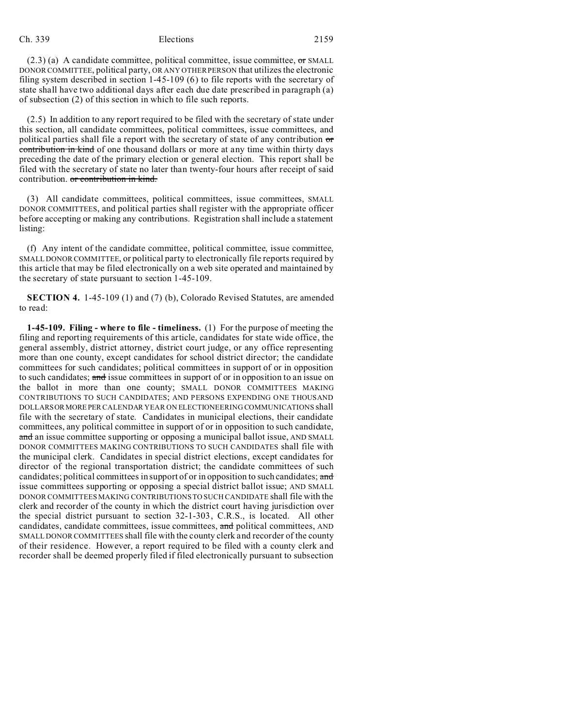(2.3) (a) A candidate committee, political committee, issue committee, ~~or~~ SMALL DONOR COMMITTEE, political party, OR ANY OTHER PERSON that utilizes the electronic filing system described in section 1-45-109 (6) to file reports with the secretary of state shall have two additional days after each due date prescribed in paragraph (a) of subsection (2) of this section in which to file such reports.

(2.5) In addition to any report required to be filed with the secretary of state under this section, all candidate committees, political committees, issue committees, and political parties shall file a report with the secretary of state of any contribution ~~or contribution in kind~~ of one thousand dollars or more at any time within thirty days preceding the date of the primary election or general election. This report shall be filed with the secretary of state no later than twenty-four hours after receipt of said contribution. ~~or contribution in kind.~~

(3) All candidate committees, political committees, issue committees, SMALL DONOR COMMITTEES, and political parties shall register with the appropriate officer before accepting or making any contributions. Registration shall include a statement listing:

(f) Any intent of the candidate committee, political committee, issue committee, SMALL DONOR COMMITTEE, or political party to electronically file reports required by this article that may be filed electronically on a web site operated and maintained by the secretary of state pursuant to section 1-45-109.

**SECTION 4.** 1-45-109 (1) and (7) (b), Colorado Revised Statutes, are amended to read:

**1-45-109. Filing - where to file - timeliness.** (1) For the purpose of meeting the filing and reporting requirements of this article, candidates for state wide office, the general assembly, district attorney, district court judge, or any office representing more than one county, except candidates for school district director; the candidate committees for such candidates; political committees in support of or in opposition to such candidates; ~~and~~ issue committees in support of or in opposition to an issue on the ballot in more than one county; SMALL DONOR COMMITTEES MAKING CONTRIBUTIONS TO SUCH CANDIDATES; AND PERSONS EXPENDING ONE THOUSAND DOLLARS OR MORE PER CALENDAR YEAR ON ELECTIONEERING COMMUNICATIONS shall file with the secretary of state. Candidates in municipal elections, their candidate committees, any political committee in support of or in opposition to such candidate, ~~and~~ an issue committee supporting or opposing a municipal ballot issue, AND SMALL DONOR COMMITTEES MAKING CONTRIBUTIONS TO SUCH CANDIDATES shall file with the municipal clerk. Candidates in special district elections, except candidates for director of the regional transportation district; the candidate committees of such candidates; political committees in support of or in opposition to such candidates; ~~and~~ issue committees supporting or opposing a special district ballot issue; AND SMALL DONOR COMMITTEES MAKING CONTRIBUTIONS TO SUCH CANDIDATE shall file with the clerk and recorder of the county in which the district court having jurisdiction over the special district pursuant to section 32-1-303, C.R.S., is located. All other candidates, candidate committees, issue committees, ~~and~~ political committees, AND SMALL DONOR COMMITTEES shall file with the county clerk and recorder of the county of their residence. However, a report required to be filed with a county clerk and recorder shall be deemed properly filed if filed electronically pursuant to subsection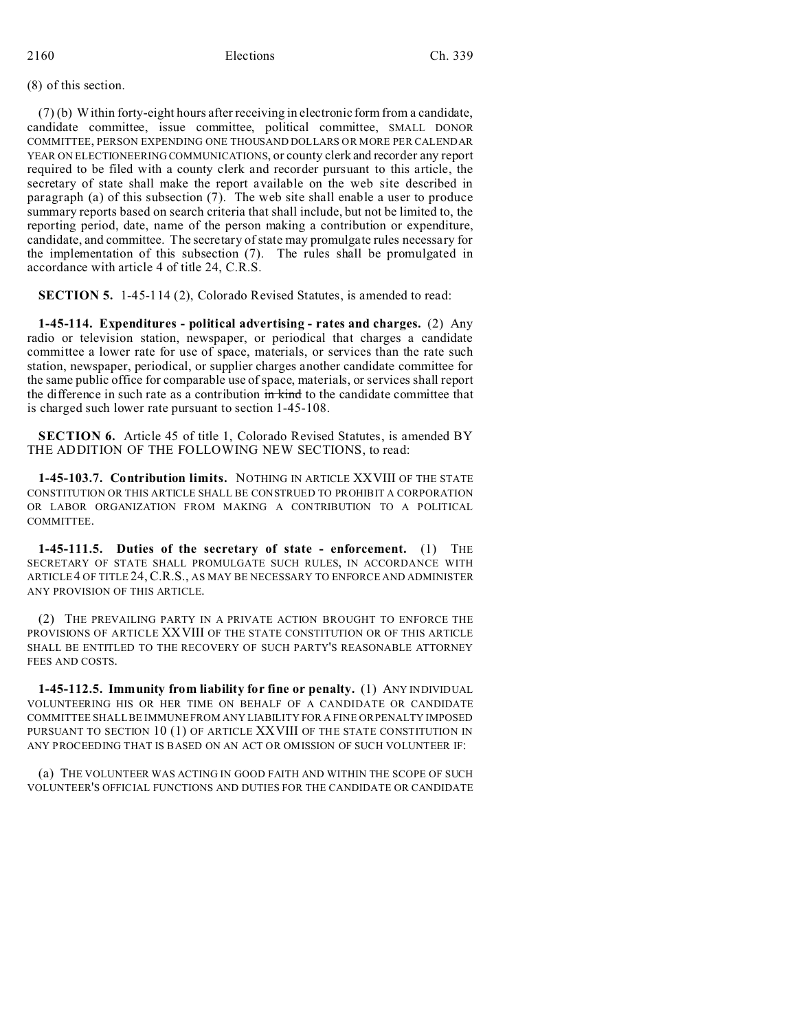(8) of this section.

(7) (b) Within forty-eight hours after receiving in electronic form from a candidate, candidate committee, issue committee, political committee, SMALL DONOR COMMITTEE, PERSON EXPENDING ONE THOUSAND DOLLARS OR MORE PER CALENDAR YEAR ON ELECTIONEERING COMMUNICATIONS, or county clerk and recorder any report required to be filed with a county clerk and recorder pursuant to this article, the secretary of state shall make the report available on the web site described in paragraph (a) of this subsection (7). The web site shall enable a user to produce summary reports based on search criteria that shall include, but not be limited to, the reporting period, date, name of the person making a contribution or expenditure, candidate, and committee. The secretary of state may promulgate rules necessary for the implementation of this subsection (7). The rules shall be promulgated in accordance with article 4 of title 24, C.R.S.

**SECTION 5.** 1-45-114 (2), Colorado Revised Statutes, is amended to read:

**1-45-114. Expenditures - political advertising - rates and charges.** (2) Any radio or television station, newspaper, or periodical that charges a candidate committee a lower rate for use of space, materials, or services than the rate such station, newspaper, periodical, or supplier charges another candidate committee for the same public office for comparable use of space, materials, or services shall report the difference in such rate as a contribution ~~in kind~~ to the candidate committee that is charged such lower rate pursuant to section 1-45-108.

**SECTION 6.** Article 45 of title 1, Colorado Revised Statutes, is amended BY THE ADDITION OF THE FOLLOWING NEW SECTIONS, to read:

**1-45-103.7. Contribution limits.** NOTHING IN ARTICLE XXVIII OF THE STATE CONSTITUTION OR THIS ARTICLE SHALL BE CONSTRUED TO PROHIBIT A CORPORATION OR LABOR ORGANIZATION FROM MAKING A CONTRIBUTION TO A POLITICAL COMMITTEE.

**1-45-111.5. Duties of the secretary of state - enforcement.** (1) THE SECRETARY OF STATE SHALL PROMULGATE SUCH RULES, IN ACCORDANCE WITH ARTICLE 4 OF TITLE 24, C.R.S., AS MAY BE NECESSARY TO ENFORCE AND ADMINISTER ANY PROVISION OF THIS ARTICLE.

(2) THE PREVAILING PARTY IN A PRIVATE ACTION BROUGHT TO ENFORCE THE PROVISIONS OF ARTICLE XXVIII OF THE STATE CONSTITUTION OR OF THIS ARTICLE SHALL BE ENTITLED TO THE RECOVERY OF SUCH PARTY'S REASONABLE ATTORNEY FEES AND COSTS.

**1-45-112.5. Immunity from liability for fine or penalty.** (1) ANY INDIVIDUAL VOLUNTEERING HIS OR HER TIME ON BEHALF OF A CANDIDATE OR CANDIDATE COMMITTEE SHALL BE IMMUNE FROM ANY LIABILITY FOR A FINE OR PENALTY IMPOSED PURSUANT TO SECTION 10 (1) OF ARTICLE XXVIII OF THE STATE CONSTITUTION IN ANY PROCEEDING THAT IS BASED ON AN ACT OR OMISSION OF SUCH VOLUNTEER IF:

(a) THE VOLUNTEER WAS ACTING IN GOOD FAITH AND WITHIN THE SCOPE OF SUCH VOLUNTEER'S OFFICIAL FUNCTIONS AND DUTIES FOR THE CANDIDATE OR CANDIDATE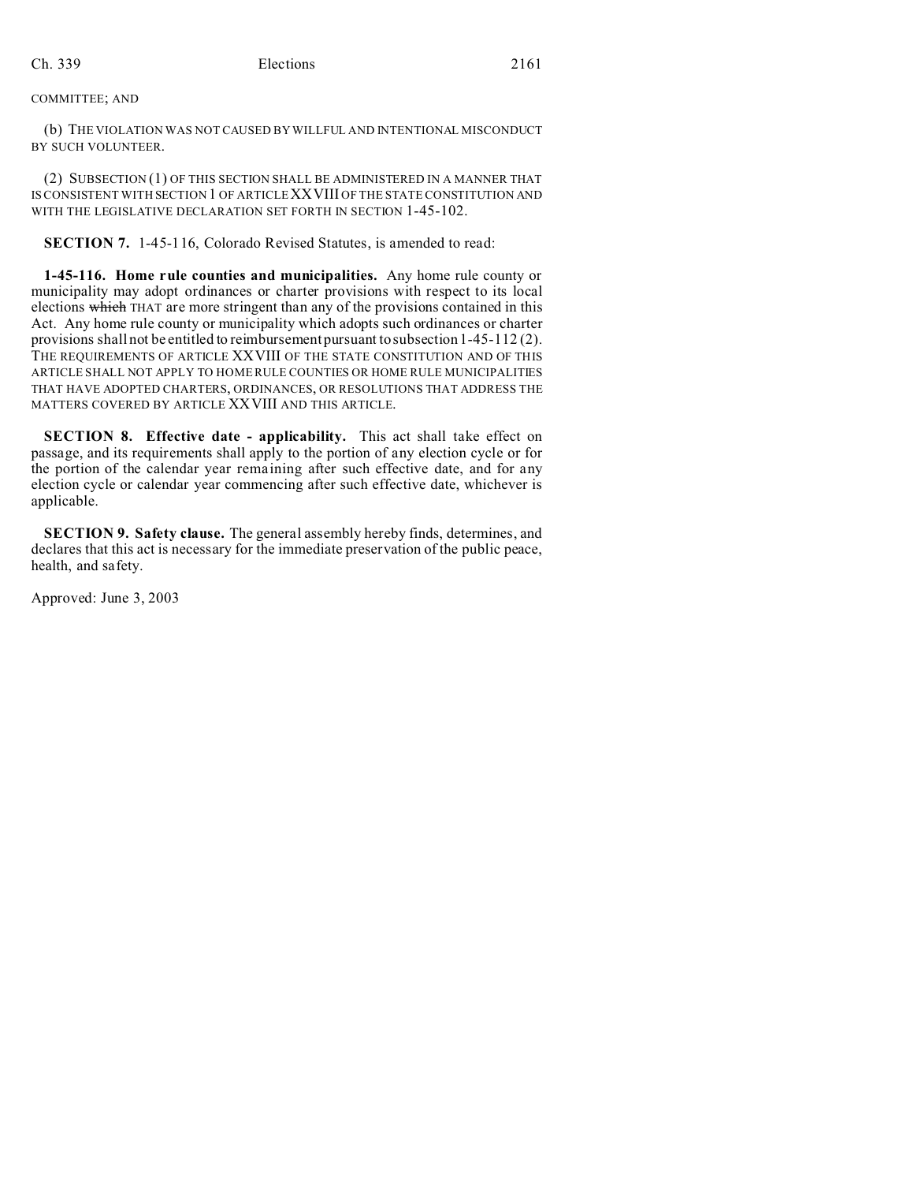COMMITTEE; AND

(b) THE VIOLATION WAS NOT CAUSED BY WILLFUL AND INTENTIONAL MISCONDUCT BY SUCH VOLUNTEER.

(2) SUBSECTION (1) OF THIS SECTION SHALL BE ADMINISTERED IN A MANNER THAT IS CONSISTENT WITH SECTION 1 OF ARTICLE XXVIII OF THE STATE CONSTITUTION AND WITH THE LEGISLATIVE DECLARATION SET FORTH IN SECTION 1-45-102.

**SECTION 7.** 1-45-116, Colorado Revised Statutes, is amended to read:

**1-45-116. Home rule counties and municipalities.** Any home rule county or municipality may adopt ordinances or charter provisions with respect to its local elections ~~which~~ THAT are more stringent than any of the provisions contained in this Act. Any home rule county or municipality which adopts such ordinances or charter provisions shall not be entitled to reimbursement pursuant to subsection 1-45-112 (2). THE REQUIREMENTS OF ARTICLE XXVIII OF THE STATE CONSTITUTION AND OF THIS ARTICLE SHALL NOT APPLY TO HOME RULE COUNTIES OR HOME RULE MUNICIPALITIES THAT HAVE ADOPTED CHARTERS, ORDINANCES, OR RESOLUTIONS THAT ADDRESS THE MATTERS COVERED BY ARTICLE XXVIII AND THIS ARTICLE.

**SECTION 8. Effective date - applicability.** This act shall take effect on passage, and its requirements shall apply to the portion of any election cycle or for the portion of the calendar year remaining after such effective date, and for any election cycle or calendar year commencing after such effective date, whichever is applicable.

**SECTION 9. Safety clause.** The general assembly hereby finds, determines, and declares that this act is necessary for the immediate preservation of the public peace, health, and safety.

Approved: June 3, 2003